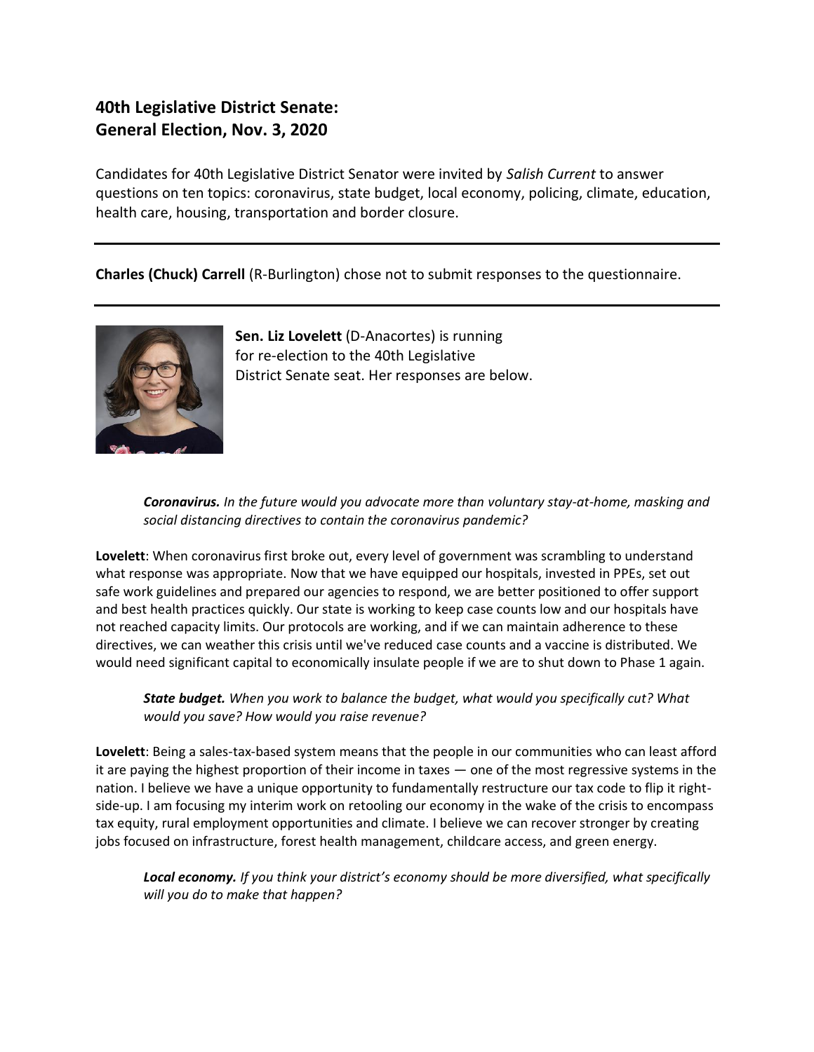## 40th Legislative District Senate: General Election, Nov. 3, 2020

Candidates for 40th Legislative District Senator were invited by *Salish Current* to answer questions on ten topics: coronavirus, state budget, local economy, policing, climate, education, health care, housing, transportation and border closure.

---

**Charles (Chuck) Carrell** (R-Burlington) chose not to submit responses to the questionnaire.

---

**Sen. Liz Lovelett** (D-Anacortes) is running for re-election to the 40th Legislative District Senate seat. Her responses are below.

> ***Coronavirus.*** *In the future would you advocate more than voluntary stay-at-home, masking and social distancing directives to contain the coronavirus pandemic?*

**Lovelett**: When coronavirus first broke out, every level of government was scrambling to understand what response was appropriate. Now that we have equipped our hospitals, invested in PPEs, set out safe work guidelines and prepared our agencies to respond, we are better positioned to offer support and best health practices quickly. Our state is working to keep case counts low and our hospitals have not reached capacity limits. Our protocols are working, and if we can maintain adherence to these directives, we can weather this crisis until we've reduced case counts and a vaccine is distributed. We would need significant capital to economically insulate people if we are to shut down to Phase 1 again.

> ***State budget.*** *When you work to balance the budget, what would you specifically cut? What would you save? How would you raise revenue?*

**Lovelett**: Being a sales-tax-based system means that the people in our communities who can least afford it are paying the highest proportion of their income in taxes — one of the most regressive systems in the nation. I believe we have a unique opportunity to fundamentally restructure our tax code to flip it right-side-up. I am focusing my interim work on retooling our economy in the wake of the crisis to encompass tax equity, rural employment opportunities and climate. I believe we can recover stronger by creating jobs focused on infrastructure, forest health management, childcare access, and green energy.

> ***Local economy.*** *If you think your district's economy should be more diversified, what specifically will you do to make that happen?*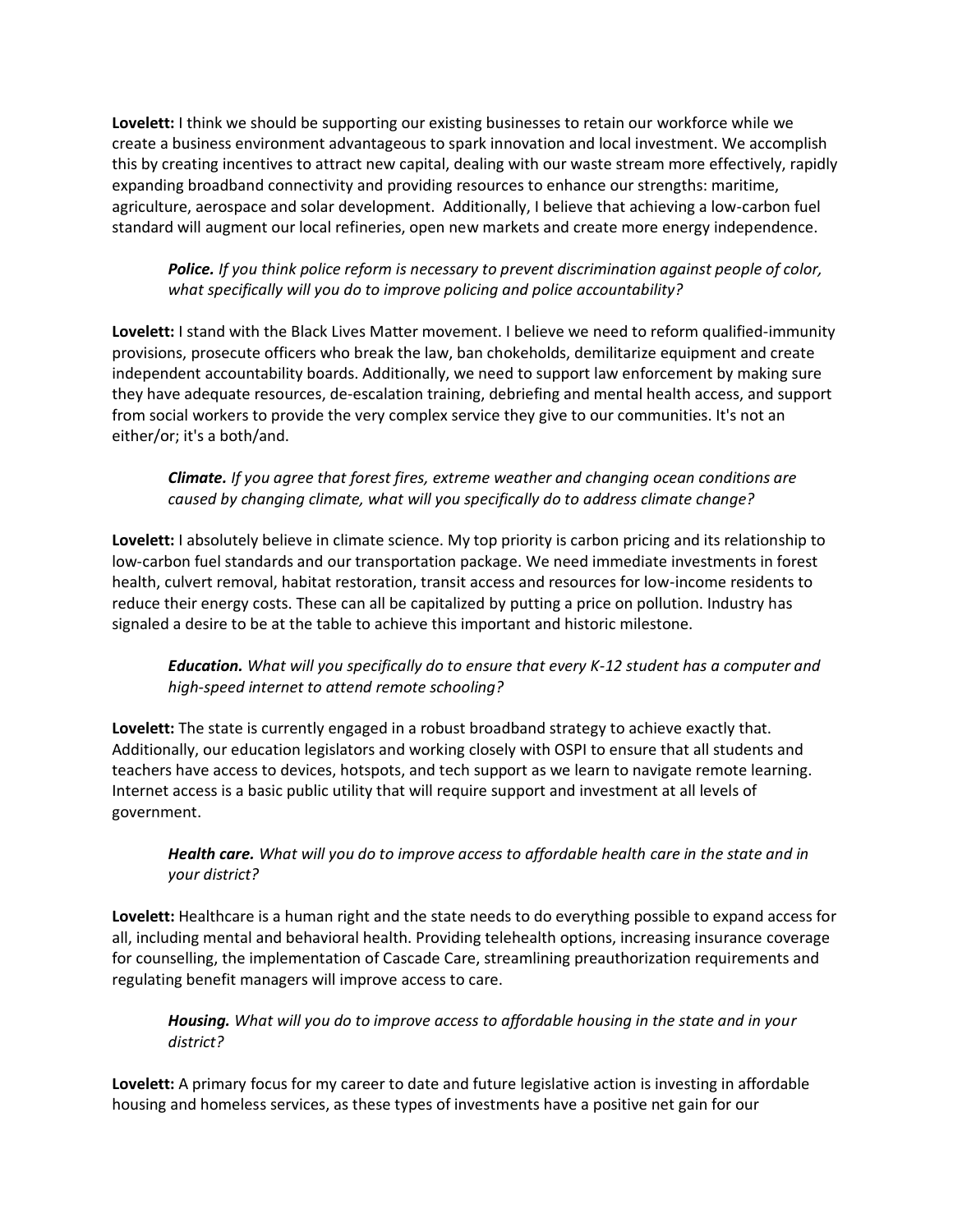**Lovelett:** I think we should be supporting our existing businesses to retain our workforce while we create a business environment advantageous to spark innovation and local investment. We accomplish this by creating incentives to attract new capital, dealing with our waste stream more effectively, rapidly expanding broadband connectivity and providing resources to enhance our strengths: maritime, agriculture, aerospace and solar development. Additionally, I believe that achieving a low-carbon fuel standard will augment our local refineries, open new markets and create more energy independence.

> ***Police.*** *If you think police reform is necessary to prevent discrimination against people of color, what specifically will you do to improve policing and police accountability?*

**Lovelett:** I stand with the Black Lives Matter movement. I believe we need to reform qualified-immunity provisions, prosecute officers who break the law, ban chokeholds, demilitarize equipment and create independent accountability boards. Additionally, we need to support law enforcement by making sure they have adequate resources, de-escalation training, debriefing and mental health access, and support from social workers to provide the very complex service they give to our communities. It's not an either/or; it's a both/and.

> ***Climate.*** *If you agree that forest fires, extreme weather and changing ocean conditions are caused by changing climate, what will you specifically do to address climate change?*

**Lovelett:** I absolutely believe in climate science. My top priority is carbon pricing and its relationship to low-carbon fuel standards and our transportation package. We need immediate investments in forest health, culvert removal, habitat restoration, transit access and resources for low-income residents to reduce their energy costs. These can all be capitalized by putting a price on pollution. Industry has signaled a desire to be at the table to achieve this important and historic milestone.

> ***Education.*** *What will you specifically do to ensure that every K-12 student has a computer and high-speed internet to attend remote schooling?*

**Lovelett:** The state is currently engaged in a robust broadband strategy to achieve exactly that. Additionally, our education legislators and working closely with OSPI to ensure that all students and teachers have access to devices, hotspots, and tech support as we learn to navigate remote learning. Internet access is a basic public utility that will require support and investment at all levels of government.

> ***Health care.*** *What will you do to improve access to affordable health care in the state and in your district?*

**Lovelett:** Healthcare is a human right and the state needs to do everything possible to expand access for all, including mental and behavioral health. Providing telehealth options, increasing insurance coverage for counselling, the implementation of Cascade Care, streamlining preauthorization requirements and regulating benefit managers will improve access to care.

> ***Housing.*** *What will you do to improve access to affordable housing in the state and in your district?*

**Lovelett:** A primary focus for my career to date and future legislative action is investing in affordable housing and homeless services, as these types of investments have a positive net gain for our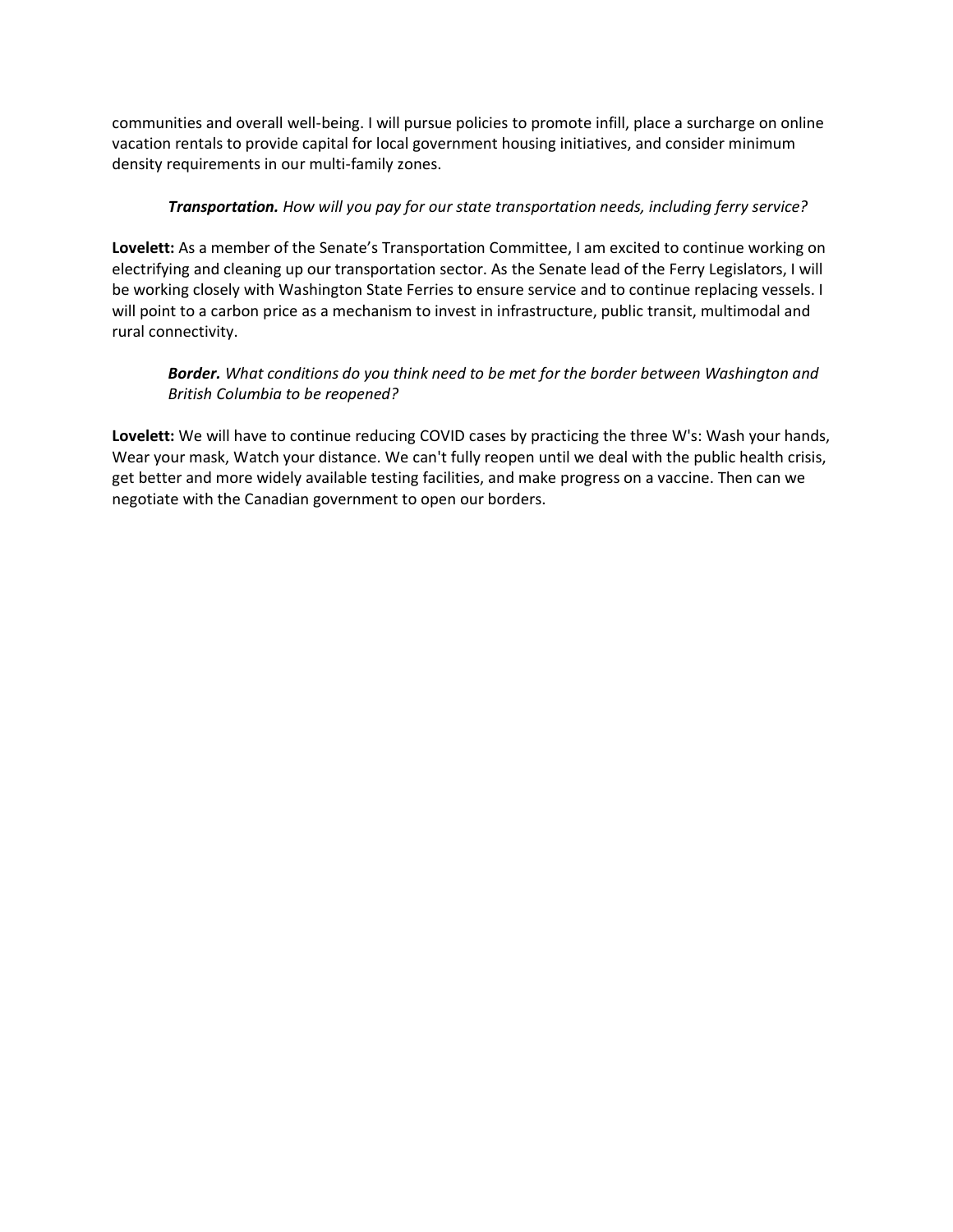communities and overall well-being. I will pursue policies to promote infill, place a surcharge on online vacation rentals to provide capital for local government housing initiatives, and consider minimum density requirements in our multi-family zones.

> ***Transportation.*** *How will you pay for our state transportation needs, including ferry service?*

**Lovelett:** As a member of the Senate's Transportation Committee, I am excited to continue working on electrifying and cleaning up our transportation sector. As the Senate lead of the Ferry Legislators, I will be working closely with Washington State Ferries to ensure service and to continue replacing vessels. I will point to a carbon price as a mechanism to invest in infrastructure, public transit, multimodal and rural connectivity.

> ***Border.*** *What conditions do you think need to be met for the border between Washington and British Columbia to be reopened?*

**Lovelett:** We will have to continue reducing COVID cases by practicing the three W's: Wash your hands, Wear your mask, Watch your distance. We can't fully reopen until we deal with the public health crisis, get better and more widely available testing facilities, and make progress on a vaccine. Then can we negotiate with the Canadian government to open our borders.